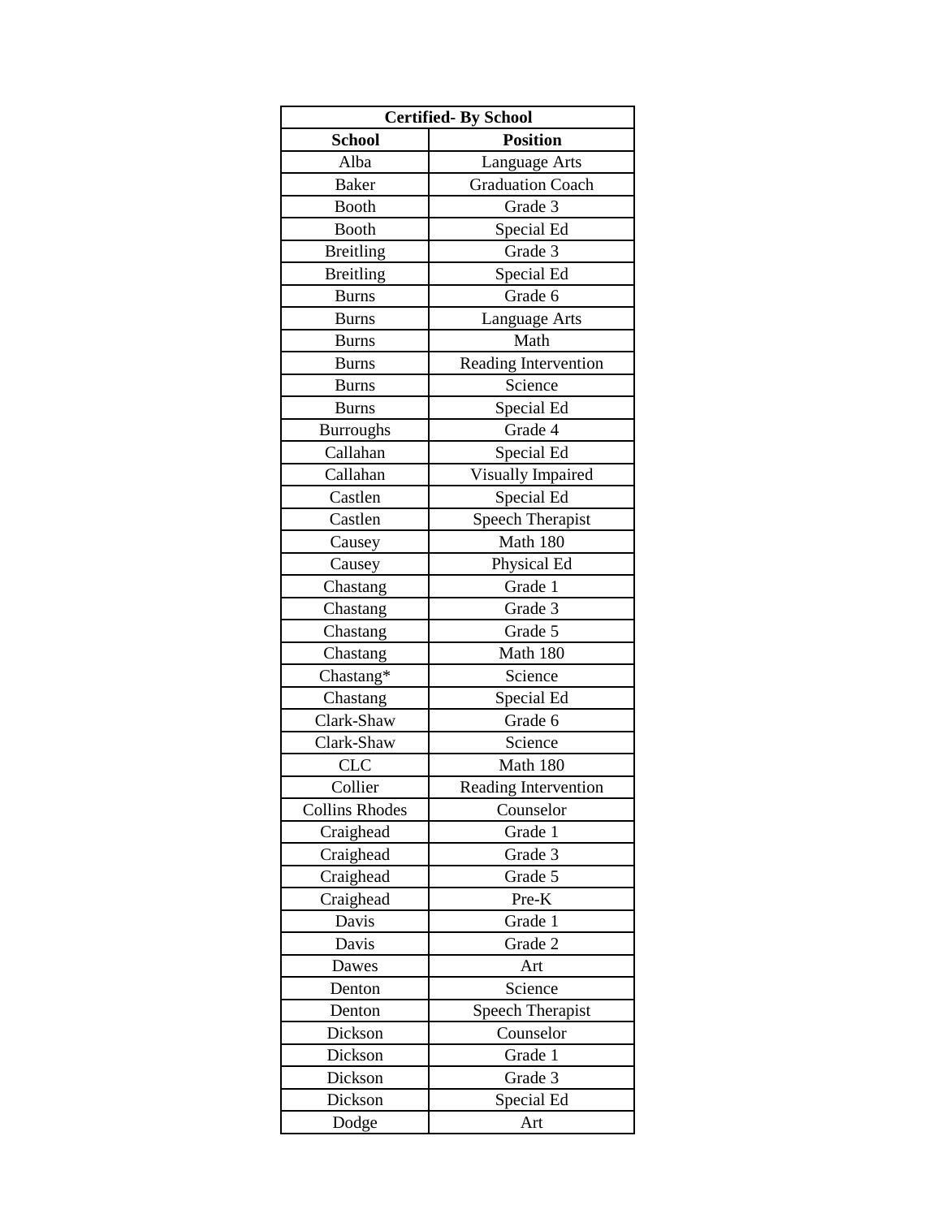| Certified- By School | |
|---|---|
| **School** | **Position** |
| Alba | Language Arts |
| Baker | Graduation Coach |
| Booth | Grade 3 |
| Booth | Special Ed |
| Breitling | Grade 3 |
| Breitling | Special Ed |
| Burns | Grade 6 |
| Burns | Language Arts |
| Burns | Math |
| Burns | Reading Intervention |
| Burns | Science |
| Burns | Special Ed |
| Burroughs | Grade 4 |
| Callahan | Special Ed |
| Callahan | Visually Impaired |
| Castlen | Special Ed |
| Castlen | Speech Therapist |
| Causey | Math 180 |
| Causey | Physical Ed |
| Chastang | Grade 1 |
| Chastang | Grade 3 |
| Chastang | Grade 5 |
| Chastang | Math 180 |
| Chastang* | Science |
| Chastang | Special Ed |
| Clark-Shaw | Grade 6 |
| Clark-Shaw | Science |
| CLC | Math 180 |
| Collier | Reading Intervention |
| Collins Rhodes | Counselor |
| Craighead | Grade 1 |
| Craighead | Grade 3 |
| Craighead | Grade 5 |
| Craighead | Pre-K |
| Davis | Grade 1 |
| Davis | Grade 2 |
| Dawes | Art |
| Denton | Science |
| Denton | Speech Therapist |
| Dickson | Counselor |
| Dickson | Grade 1 |
| Dickson | Grade 3 |
| Dickson | Special Ed |
| Dodge | Art |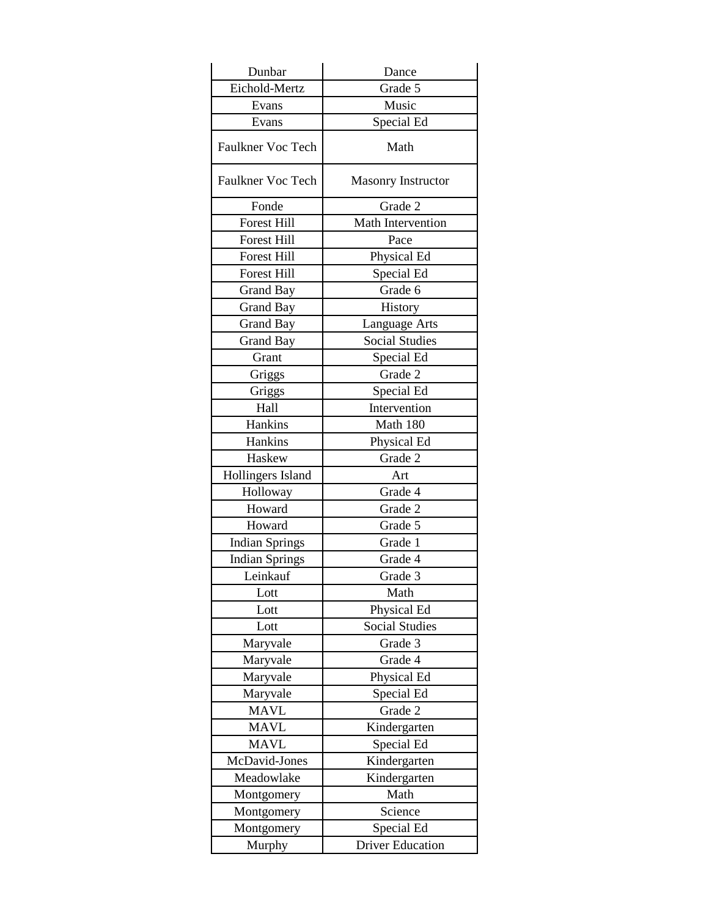| | |
|---|---|
| Dunbar | Dance |
| Eichold-Mertz | Grade 5 |
| Evans | Music |
| Evans | Special Ed |
| Faulkner Voc Tech | Math |
| Faulkner Voc Tech | Masonry Instructor |
| Fonde | Grade 2 |
| Forest Hill | Math Intervention |
| Forest Hill | Pace |
| Forest Hill | Physical Ed |
| Forest Hill | Special Ed |
| Grand Bay | Grade 6 |
| Grand Bay | History |
| Grand Bay | Language Arts |
| Grand Bay | Social Studies |
| Grant | Special Ed |
| Griggs | Grade 2 |
| Griggs | Special Ed |
| Hall | Intervention |
| Hankins | Math 180 |
| Hankins | Physical Ed |
| Haskew | Grade 2 |
| Hollingers Island | Art |
| Holloway | Grade 4 |
| Howard | Grade 2 |
| Howard | Grade 5 |
| Indian Springs | Grade 1 |
| Indian Springs | Grade 4 |
| Leinkauf | Grade 3 |
| Lott | Math |
| Lott | Physical Ed |
| Lott | Social Studies |
| Maryvale | Grade 3 |
| Maryvale | Grade 4 |
| Maryvale | Physical Ed |
| Maryvale | Special Ed |
| MAVL | Grade 2 |
| MAVL | Kindergarten |
| MAVL | Special Ed |
| McDavid-Jones | Kindergarten |
| Meadowlake | Kindergarten |
| Montgomery | Math |
| Montgomery | Science |
| Montgomery | Special Ed |
| Murphy | Driver Education |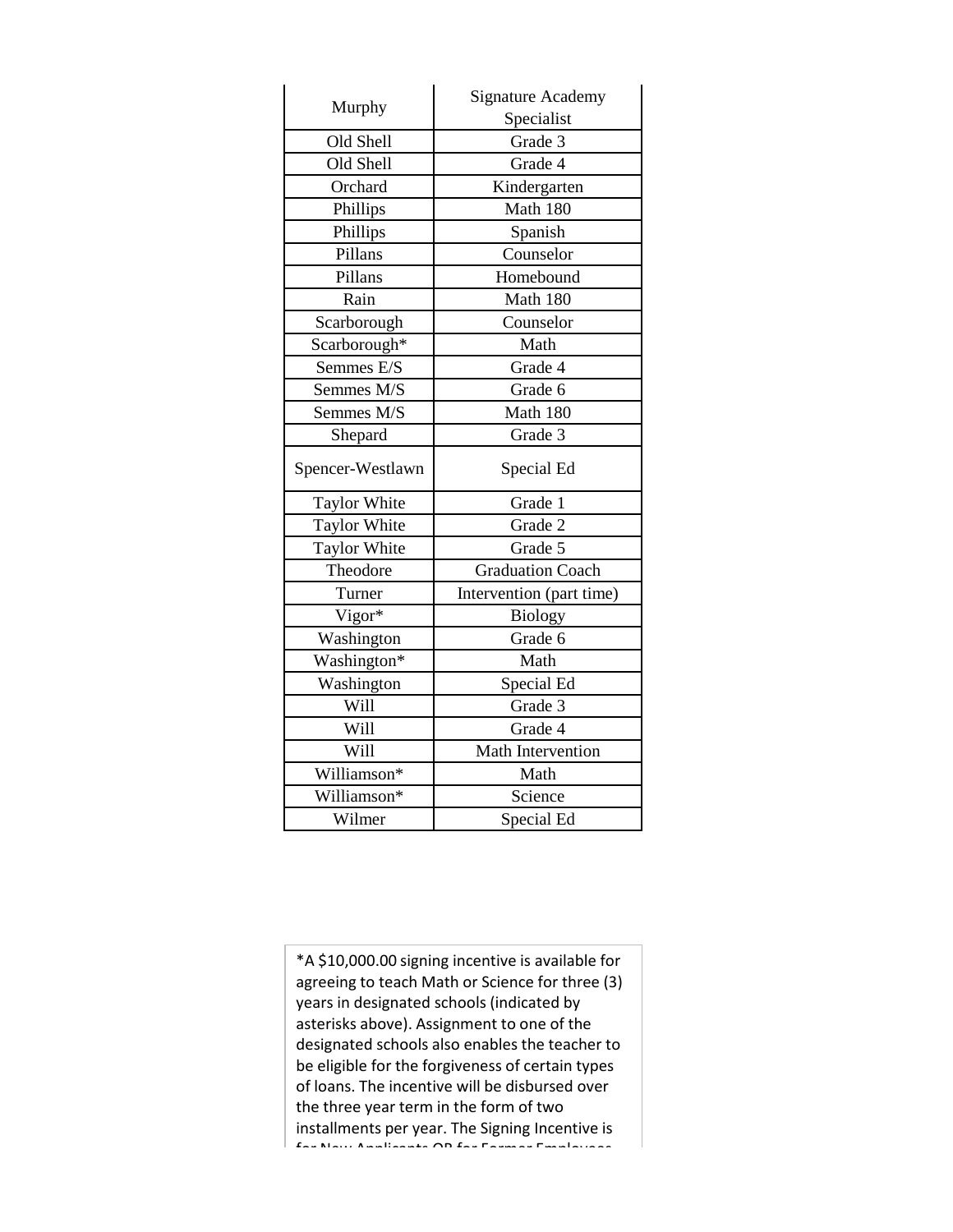| | |
|---|---|
| Murphy | Signature Academy Specialist |
| Old Shell | Grade 3 |
| Old Shell | Grade 4 |
| Orchard | Kindergarten |
| Phillips | Math 180 |
| Phillips | Spanish |
| Pillans | Counselor |
| Pillans | Homebound |
| Rain | Math 180 |
| Scarborough | Counselor |
| Scarborough* | Math |
| Semmes E/S | Grade 4 |
| Semmes M/S | Grade 6 |
| Semmes M/S | Math 180 |
| Shepard | Grade 3 |
| Spencer-Westlawn | Special Ed |
| Taylor White | Grade 1 |
| Taylor White | Grade 2 |
| Taylor White | Grade 5 |
| Theodore | Graduation Coach |
| Turner | Intervention (part time) |
| Vigor* | Biology |
| Washington | Grade 6 |
| Washington* | Math |
| Washington | Special Ed |
| Will | Grade 3 |
| Will | Grade 4 |
| Will | Math Intervention |
| Williamson* | Math |
| Williamson* | Science |
| Wilmer | Special Ed |

*A $10,000.00 signing incentive is available for agreeing to teach Math or Science for three (3) years in designated schools (indicated by asterisks above). Assignment to one of the designated schools also enables the teacher to be eligible for the forgiveness of certain types of loans. The incentive will be disbursed over the three year term in the form of two installments per year. The Signing Incentive is for New Applicants OR for Former Employees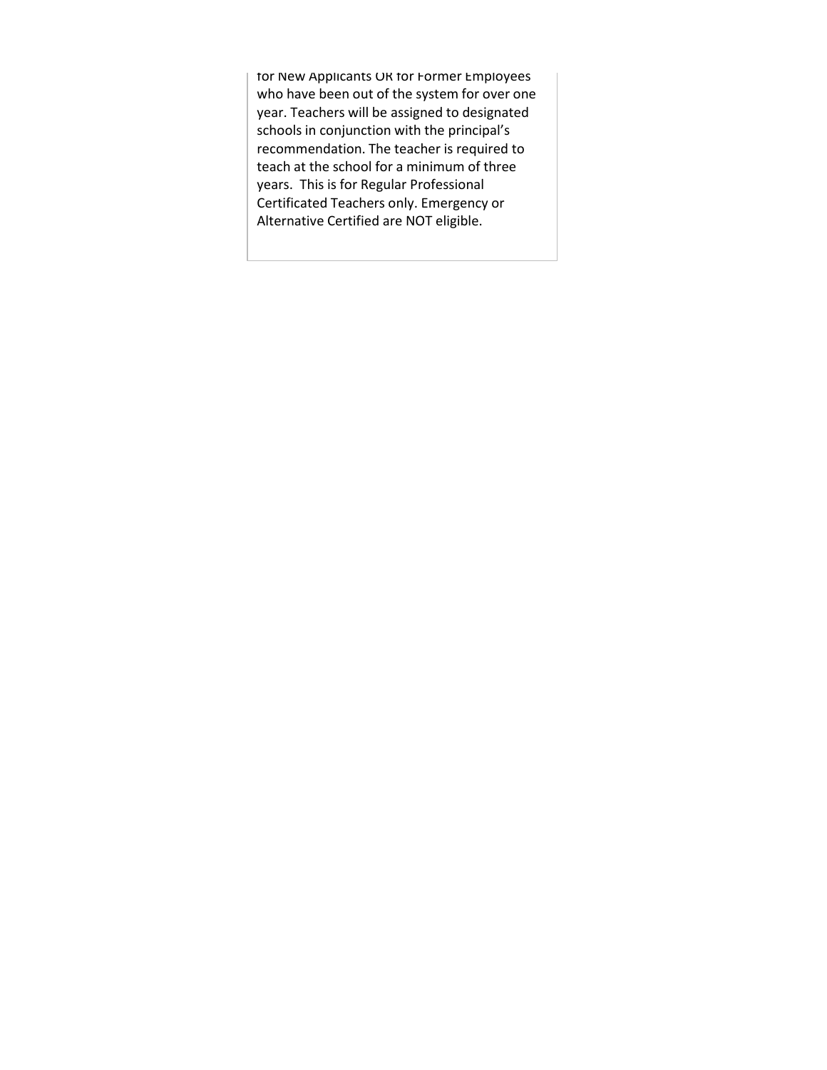for New Applicants OR for Former Employees who have been out of the system for over one year. Teachers will be assigned to designated schools in conjunction with the principal's recommendation. The teacher is required to teach at the school for a minimum of three years. This is for Regular Professional Certificated Teachers only. Emergency or Alternative Certified are NOT eligible.